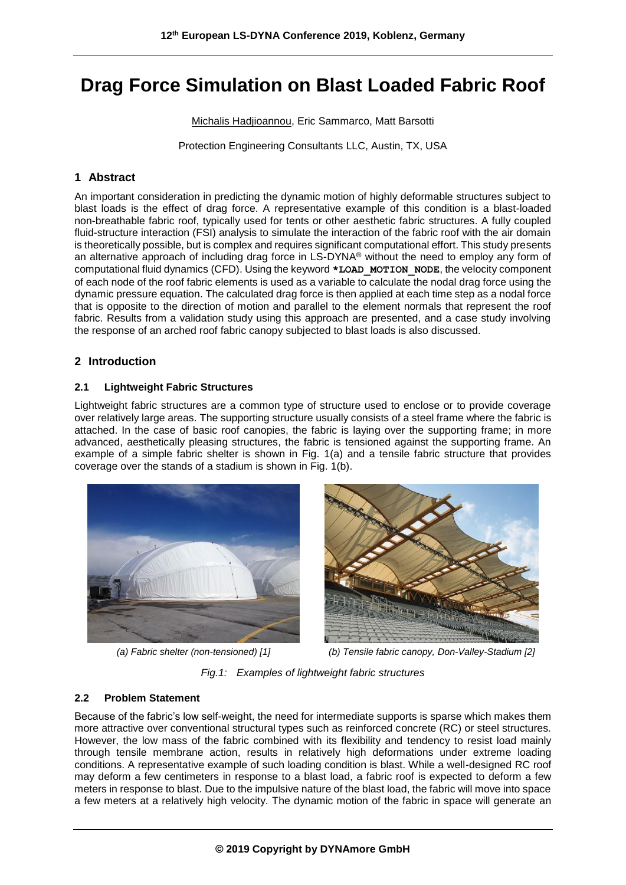# Drag Force Simulation on Blast Loaded Fabric Roof

Michalis Hadjioannou, Eric Sammarco, Matt Barsotti

Protection Engineering Consultants LLC, Austin, TX, USA

## 1 Abstract

An important consideration in predicting the dynamic motion of highly deformable structures subject to blast loads is the effect of drag force. A representative example of this condition is a blast-loaded non-breathable fabric roof, typically used for tents or other aesthetic fabric structures. A fully coupled fluid-structure interaction (FSI) analysis to simulate the interaction of the fabric roof with the air domain is theoretically possible, but is complex and requires significant computational effort. This study presents an alternative approach of including drag force in LS-DYNA® without the need to employ any form of computational fluid dynamics (CFD). Using the keyword **\*LOAD_MOTION_NODE**, the velocity component of each node of the roof fabric elements is used as a variable to calculate the nodal drag force using the dynamic pressure equation. The calculated drag force is then applied at each time step as a nodal force that is opposite to the direction of motion and parallel to the element normals that represent the roof fabric. Results from a validation study using this approach are presented, and a case study involving the response of an arched roof fabric canopy subjected to blast loads is also discussed.

## 2 Introduction

### 2.1 Lightweight Fabric Structures

Lightweight fabric structures are a common type of structure used to enclose or to provide coverage over relatively large areas. The supporting structure usually consists of a steel frame where the fabric is attached. In the case of basic roof canopies, the fabric is laying over the supporting frame; in more advanced, aesthetically pleasing structures, the fabric is tensioned against the supporting frame. An example of a simple fabric shelter is shown in Fig. 1(a) and a tensile fabric structure that provides coverage over the stands of a stadium is shown in Fig. 1(b).

*(a) Fabric shelter (non-tensioned) [1]* *(b) Tensile fabric canopy, Don-Valley-Stadium [2]*

*Fig.1: Examples of lightweight fabric structures*

### 2.2 Problem Statement

Because of the fabric's low self-weight, the need for intermediate supports is sparse which makes them more attractive over conventional structural types such as reinforced concrete (RC) or steel structures. However, the low mass of the fabric combined with its flexibility and tendency to resist load mainly through tensile membrane action, results in relatively high deformations under extreme loading conditions. A representative example of such loading condition is blast. While a well-designed RC roof may deform a few centimeters in response to a blast load, a fabric roof is expected to deform a few meters in response to blast. Due to the impulsive nature of the blast load, the fabric will move into space a few meters at a relatively high velocity. The dynamic motion of the fabric in space will generate an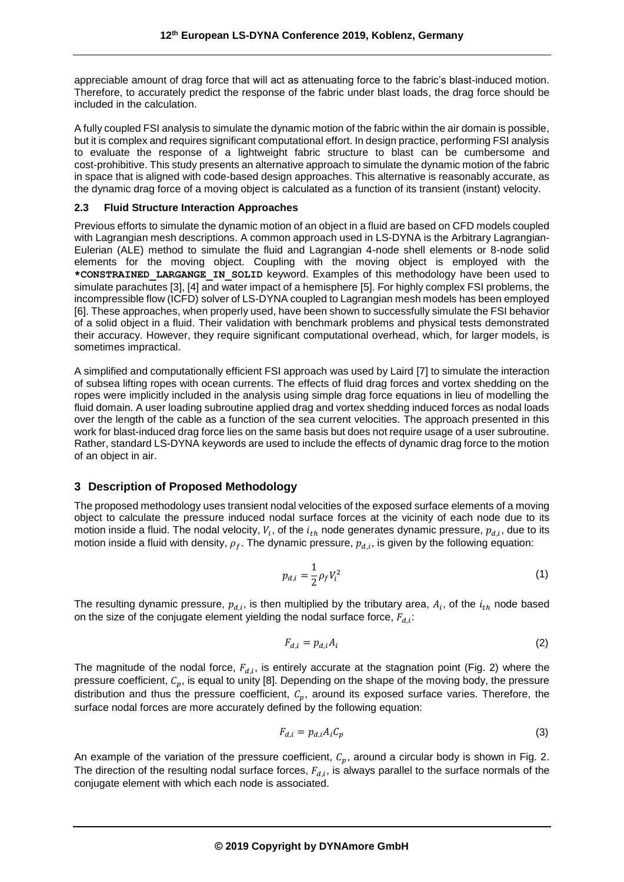appreciable amount of drag force that will act as attenuating force to the fabric's blast-induced motion. Therefore, to accurately predict the response of the fabric under blast loads, the drag force should be included in the calculation.

A fully coupled FSI analysis to simulate the dynamic motion of the fabric within the air domain is possible, but it is complex and requires significant computational effort. In design practice, performing FSI analysis to evaluate the response of a lightweight fabric structure to blast can be cumbersome and cost-prohibitive. This study presents an alternative approach to simulate the dynamic motion of the fabric in space that is aligned with code-based design approaches. This alternative is reasonably accurate, as the dynamic drag force of a moving object is calculated as a function of its transient (instant) velocity.

### 2.3 Fluid Structure Interaction Approaches

Previous efforts to simulate the dynamic motion of an object in a fluid are based on CFD models coupled with Lagrangian mesh descriptions. A common approach used in LS-DYNA is the Arbitrary Lagrangian-Eulerian (ALE) method to simulate the fluid and Lagrangian 4-node shell elements or 8-node solid elements for the moving object. Coupling with the moving object is employed with the **`*CONSTRAINED_LARGANGE_IN_SOLID`** keyword. Examples of this methodology have been used to simulate parachutes [3], [4] and water impact of a hemisphere [5]. For highly complex FSI problems, the incompressible flow (ICFD) solver of LS-DYNA coupled to Lagrangian mesh models has been employed [6]. These approaches, when properly used, have been shown to successfully simulate the FSI behavior of a solid object in a fluid. Their validation with benchmark problems and physical tests demonstrated their accuracy. However, they require significant computational overhead, which, for larger models, is sometimes impractical.

A simplified and computationally efficient FSI approach was used by Laird [7] to simulate the interaction of subsea lifting ropes with ocean currents. The effects of fluid drag forces and vortex shedding on the ropes were implicitly included in the analysis using simple drag force equations in lieu of modelling the fluid domain. A user loading subroutine applied drag and vortex shedding induced forces as nodal loads over the length of the cable as a function of the sea current velocities. The approach presented in this work for blast-induced drag force lies on the same basis but does not require usage of a user subroutine. Rather, standard LS-DYNA keywords are used to include the effects of dynamic drag force to the motion of an object in air.

## 3 Description of Proposed Methodology

The proposed methodology uses transient nodal velocities of the exposed surface elements of a moving object to calculate the pressure induced nodal surface forces at the vicinity of each node due to its motion inside a fluid. The nodal velocity, $V_i$, of the $i_{th}$ node generates dynamic pressure, $p_{d,i}$, due to its motion inside a fluid with density, $\rho_f$. The dynamic pressure, $p_{d,i}$, is given by the following equation:

$$p_{d,i} = \frac{1}{2}\rho_f V_i^2 \tag{1}$$

The resulting dynamic pressure, $p_{d,i}$, is then multiplied by the tributary area, $A_i$, of the $i_{th}$ node based on the size of the conjugate element yielding the nodal surface force, $F_{d,i}$:

$$F_{d,i} = p_{d,i} A_i \tag{2}$$

The magnitude of the nodal force, $F_{d,i}$, is entirely accurate at the stagnation point (Fig. 2) where the pressure coefficient, $C_p$, is equal to unity [8]. Depending on the shape of the moving body, the pressure distribution and thus the pressure coefficient, $C_p$, around its exposed surface varies. Therefore, the surface nodal forces are more accurately defined by the following equation:

$$F_{d,i} = p_{d,i} A_i C_p \tag{3}$$

An example of the variation of the pressure coefficient, $C_p$, around a circular body is shown in Fig. 2. The direction of the resulting nodal surface forces, $F_{d,i}$, is always parallel to the surface normals of the conjugate element with which each node is associated.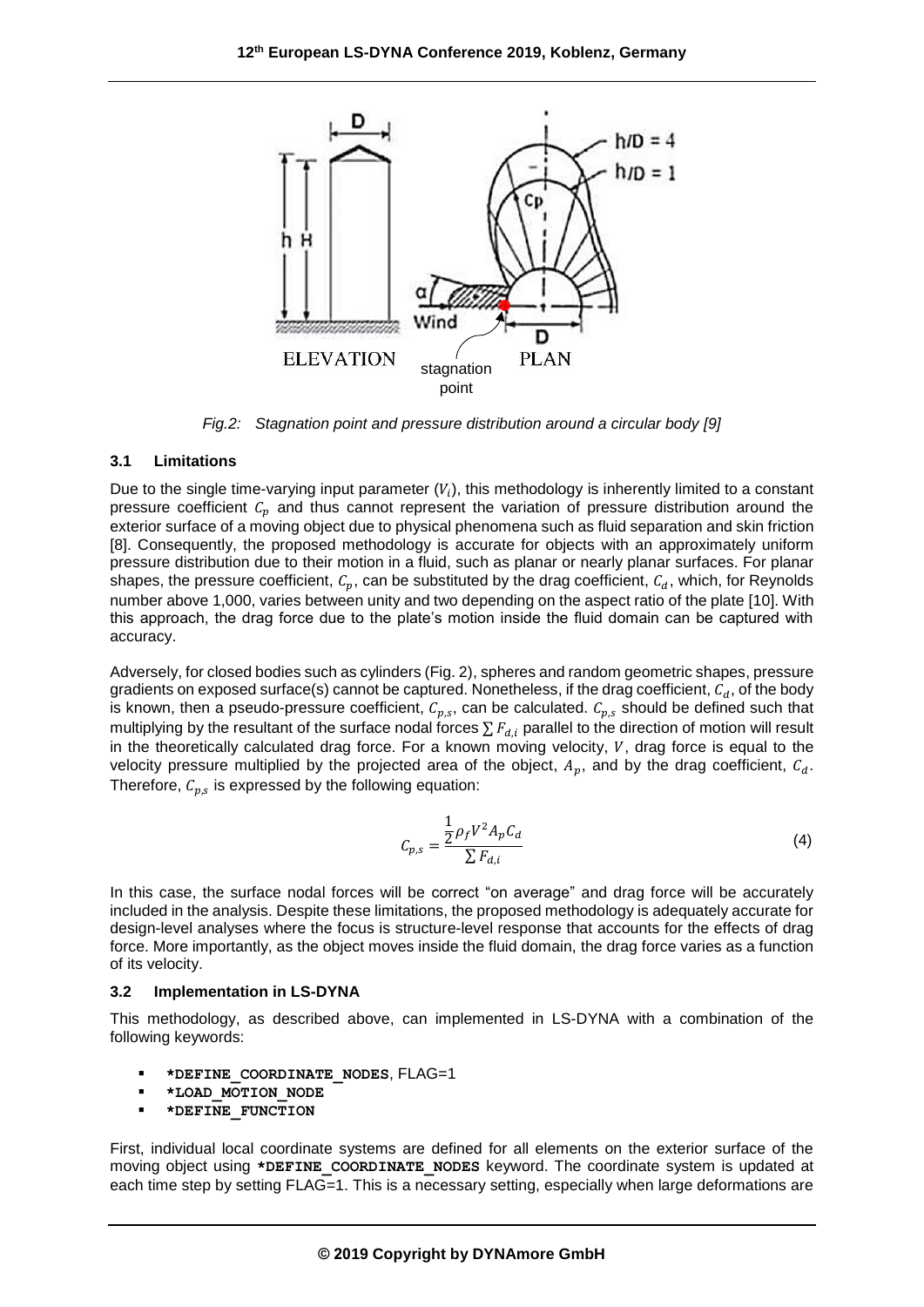Fig.2: Stagnation point and pressure distribution around a circular body [9]

### 3.1 Limitations

Due to the single time-varying input parameter ($V_i$), this methodology is inherently limited to a constant pressure coefficient $C_p$ and thus cannot represent the variation of pressure distribution around the exterior surface of a moving object due to physical phenomena such as fluid separation and skin friction [8]. Consequently, the proposed methodology is accurate for objects with an approximately uniform pressure distribution due to their motion in a fluid, such as planar or nearly planar surfaces. For planar shapes, the pressure coefficient, $C_p$, can be substituted by the drag coefficient, $C_d$, which, for Reynolds number above 1,000, varies between unity and two depending on the aspect ratio of the plate [10]. With this approach, the drag force due to the plate's motion inside the fluid domain can be captured with accuracy.

Adversely, for closed bodies such as cylinders (Fig. 2), spheres and random geometric shapes, pressure gradients on exposed surface(s) cannot be captured. Nonetheless, if the drag coefficient, $C_d$, of the body is known, then a pseudo-pressure coefficient, $C_{p,s}$, can be calculated. $C_{p,s}$ should be defined such that multiplying by the resultant of the surface nodal forces $\sum F_{d,i}$ parallel to the direction of motion will result in the theoretically calculated drag force. For a known moving velocity, $V$, drag force is equal to the velocity pressure multiplied by the projected area of the object, $A_p$, and by the drag coefficient, $C_d$. Therefore, $C_{p,s}$ is expressed by the following equation:

$$C_{p,s} = \frac{\frac{1}{2}\rho_f V^2 A_p C_d}{\sum F_{d,i}} \tag{4}$$

In this case, the surface nodal forces will be correct "on average" and drag force will be accurately included in the analysis. Despite these limitations, the proposed methodology is adequately accurate for design-level analyses where the focus is structure-level response that accounts for the effects of drag force. More importantly, as the object moves inside the fluid domain, the drag force varies as a function of its velocity.

### 3.2 Implementation in LS-DYNA

This methodology, as described above, can implemented in LS-DYNA with a combination of the following keywords:

- **\*DEFINE_COORDINATE_NODES**, FLAG=1
- **\*LOAD_MOTION_NODE**
- **\*DEFINE_FUNCTION**

First, individual local coordinate systems are defined for all elements on the exterior surface of the moving object using **\*DEFINE_COORDINATE_NODES** keyword. The coordinate system is updated at each time step by setting FLAG=1. This is a necessary setting, especially when large deformations are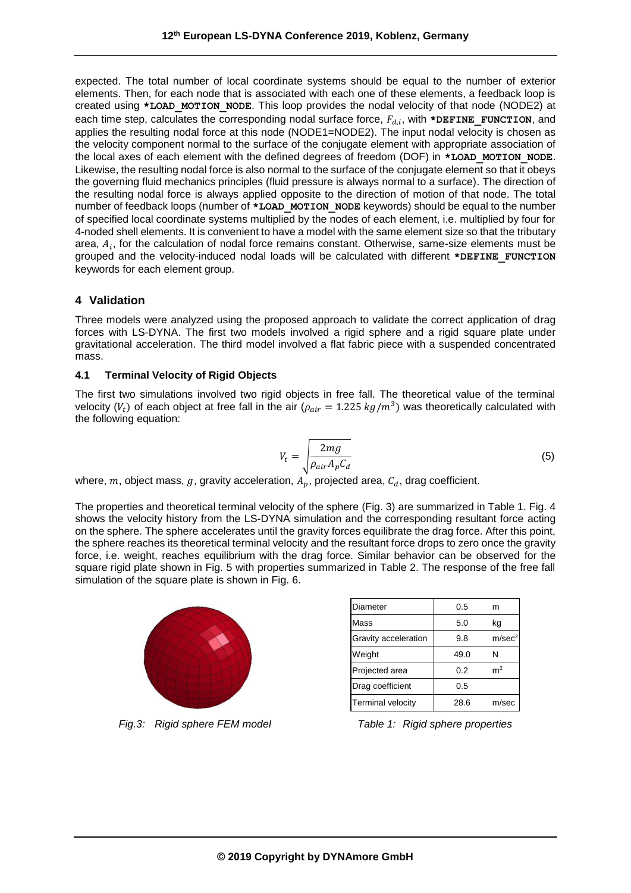expected. The total number of local coordinate systems should be equal to the number of exterior elements. Then, for each node that is associated with each one of these elements, a feedback loop is created using **\*LOAD_MOTION_NODE**. This loop provides the nodal velocity of that node (NODE2) at each time step, calculates the corresponding nodal surface force, $F_{d,i}$, with **\*DEFINE_FUNCTION**, and applies the resulting nodal force at this node (NODE1=NODE2). The input nodal velocity is chosen as the velocity component normal to the surface of the conjugate element with appropriate association of the local axes of each element with the defined degrees of freedom (DOF) in **\*LOAD_MOTION_NODE**. Likewise, the resulting nodal force is also normal to the surface of the conjugate element so that it obeys the governing fluid mechanics principles (fluid pressure is always normal to a surface). The direction of the resulting nodal force is always applied opposite to the direction of motion of that node. The total number of feedback loops (number of **\*LOAD_MOTION_NODE** keywords) should be equal to the number of specified local coordinate systems multiplied by the nodes of each element, i.e. multiplied by four for 4-noded shell elements. It is convenient to have a model with the same element size so that the tributary area, $A_i$, for the calculation of nodal force remains constant. Otherwise, same-size elements must be grouped and the velocity-induced nodal loads will be calculated with different **\*DEFINE_FUNCTION** keywords for each element group.

## 4 Validation

Three models were analyzed using the proposed approach to validate the correct application of drag forces with LS-DYNA. The first two models involved a rigid sphere and a rigid square plate under gravitational acceleration. The third model involved a flat fabric piece with a suspended concentrated mass.

### 4.1 Terminal Velocity of Rigid Objects

The first two simulations involved two rigid objects in free fall. The theoretical value of the terminal velocity ($V_t$) of each object at free fall in the air ($\rho_{air} = 1.225\ kg/m^3$) was theoretically calculated with the following equation:

$$V_t = \sqrt{\frac{2mg}{\rho_{air} A_p C_d}} \tag{5}$$

where, $m$, object mass, $g$, gravity acceleration, $A_p$, projected area, $C_d$, drag coefficient.

The properties and theoretical terminal velocity of the sphere (Fig. 3) are summarized in Table 1. Fig. 4 shows the velocity history from the LS-DYNA simulation and the corresponding resultant force acting on the sphere. The sphere accelerates until the gravity forces equilibrate the drag force. After this point, the sphere reaches its theoretical terminal velocity and the resultant force drops to zero once the gravity force, i.e. weight, reaches equilibrium with the drag force. Similar behavior can be observed for the square rigid plate shown in Fig. 5 with properties summarized in Table 2. The response of the free fall simulation of the square plate is shown in Fig. 6.

*Fig.3: Rigid sphere FEM model*

| Property | Value | Unit |
|---|---|---|
| Diameter | 0.5 | m |
| Mass | 5.0 | kg |
| Gravity acceleration | 9.8 | m/sec$^2$ |
| Weight | 49.0 | N |
| Projected area | 0.2 | m$^2$ |
| Drag coefficient | 0.5 | |
| Terminal velocity | 28.6 | m/sec |

*Table 1: Rigid sphere properties*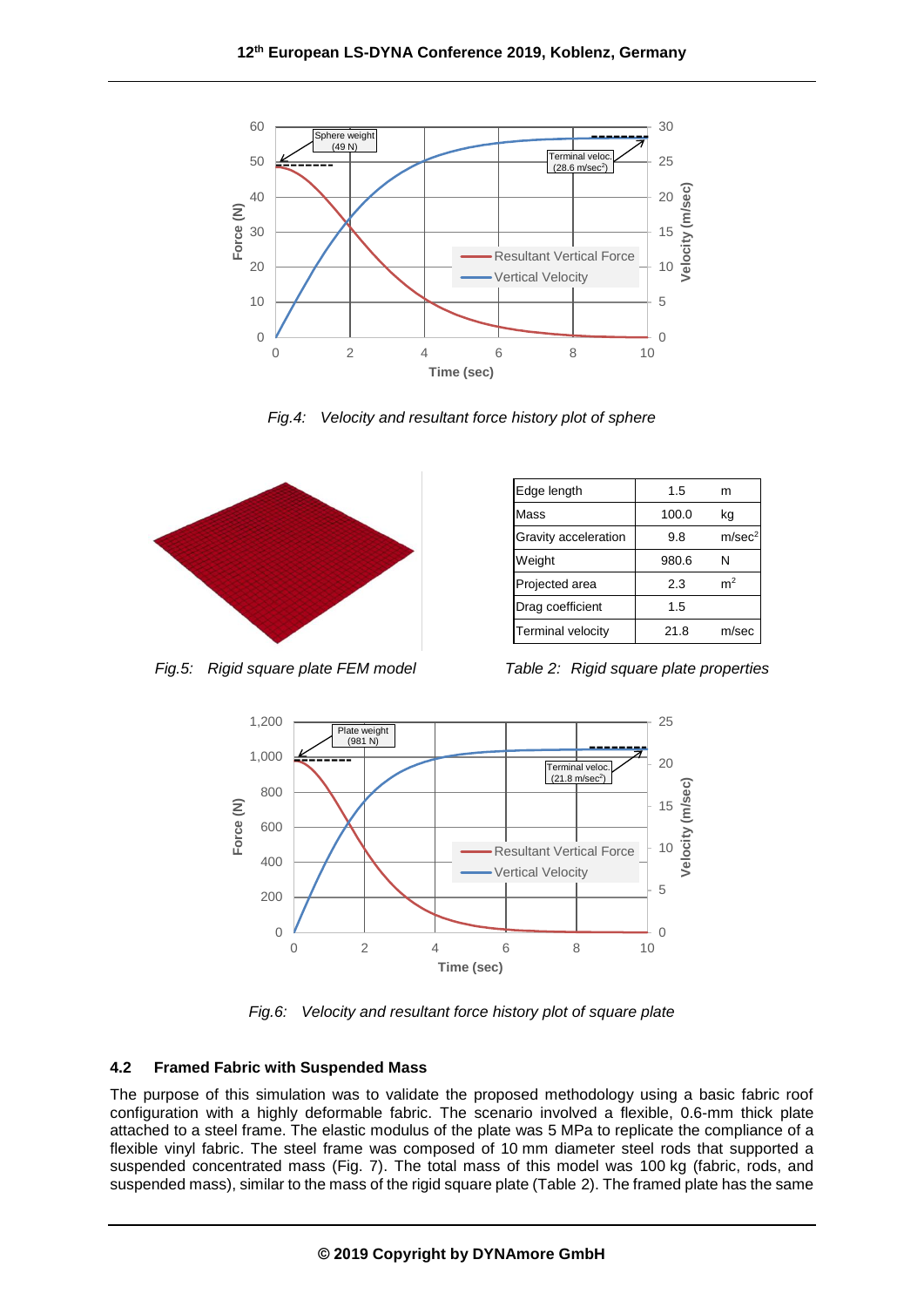*Fig.4: Velocity and resultant force history plot of sphere*

*Fig.5: Rigid square plate FEM model*

| Edge length | 1.5 | m |
|---|---|---|
| Mass | 100.0 | kg |
| Gravity acceleration | 9.8 | m/sec$^2$ |
| Weight | 980.6 | N |
| Projected area | 2.3 | m$^2$ |
| Drag coefficient | 1.5 | |
| Terminal velocity | 21.8 | m/sec |

*Table 2: Rigid square plate properties*

*Fig.6: Velocity and resultant force history plot of square plate*

### 4.2 Framed Fabric with Suspended Mass

The purpose of this simulation was to validate the proposed methodology using a basic fabric roof configuration with a highly deformable fabric. The scenario involved a flexible, 0.6-mm thick plate attached to a steel frame. The elastic modulus of the plate was 5 MPa to replicate the compliance of a flexible vinyl fabric. The steel frame was composed of 10 mm diameter steel rods that supported a suspended concentrated mass (Fig. 7). The total mass of this model was 100 kg (fabric, rods, and suspended mass), similar to the mass of the rigid square plate (Table 2). The framed plate has the same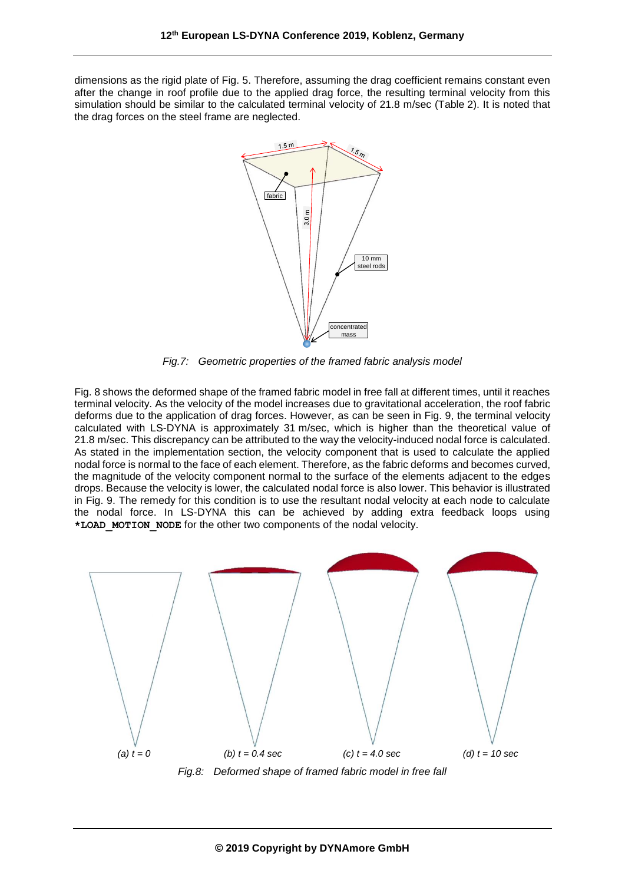dimensions as the rigid plate of Fig. 5. Therefore, assuming the drag coefficient remains constant even after the change in roof profile due to the applied drag force, the resulting terminal velocity from this simulation should be similar to the calculated terminal velocity of 21.8 m/sec (Table 2). It is noted that the drag forces on the steel frame are neglected.

*Fig.7: Geometric properties of the framed fabric analysis model*

Fig. 8 shows the deformed shape of the framed fabric model in free fall at different times, until it reaches terminal velocity. As the velocity of the model increases due to gravitational acceleration, the roof fabric deforms due to the application of drag forces. However, as can be seen in Fig. 9, the terminal velocity calculated with LS-DYNA is approximately 31 m/sec, which is higher than the theoretical value of 21.8 m/sec. This discrepancy can be attributed to the way the velocity-induced nodal force is calculated. As stated in the implementation section, the velocity component that is used to calculate the applied nodal force is normal to the face of each element. Therefore, as the fabric deforms and becomes curved, the magnitude of the velocity component normal to the surface of the elements adjacent to the edges drops. Because the velocity is lower, the calculated nodal force is also lower. This behavior is illustrated in Fig. 9. The remedy for this condition is to use the resultant nodal velocity at each node to calculate the nodal force. In LS-DYNA this can be achieved by adding extra feedback loops using **`*LOAD_MOTION_NODE`** for the other two components of the nodal velocity.

(a) $t = 0$ (b) $t = 0.4$ sec (c) $t = 4.0$ sec (d) $t = 10$ sec

*Fig.8: Deformed shape of framed fabric model in free fall*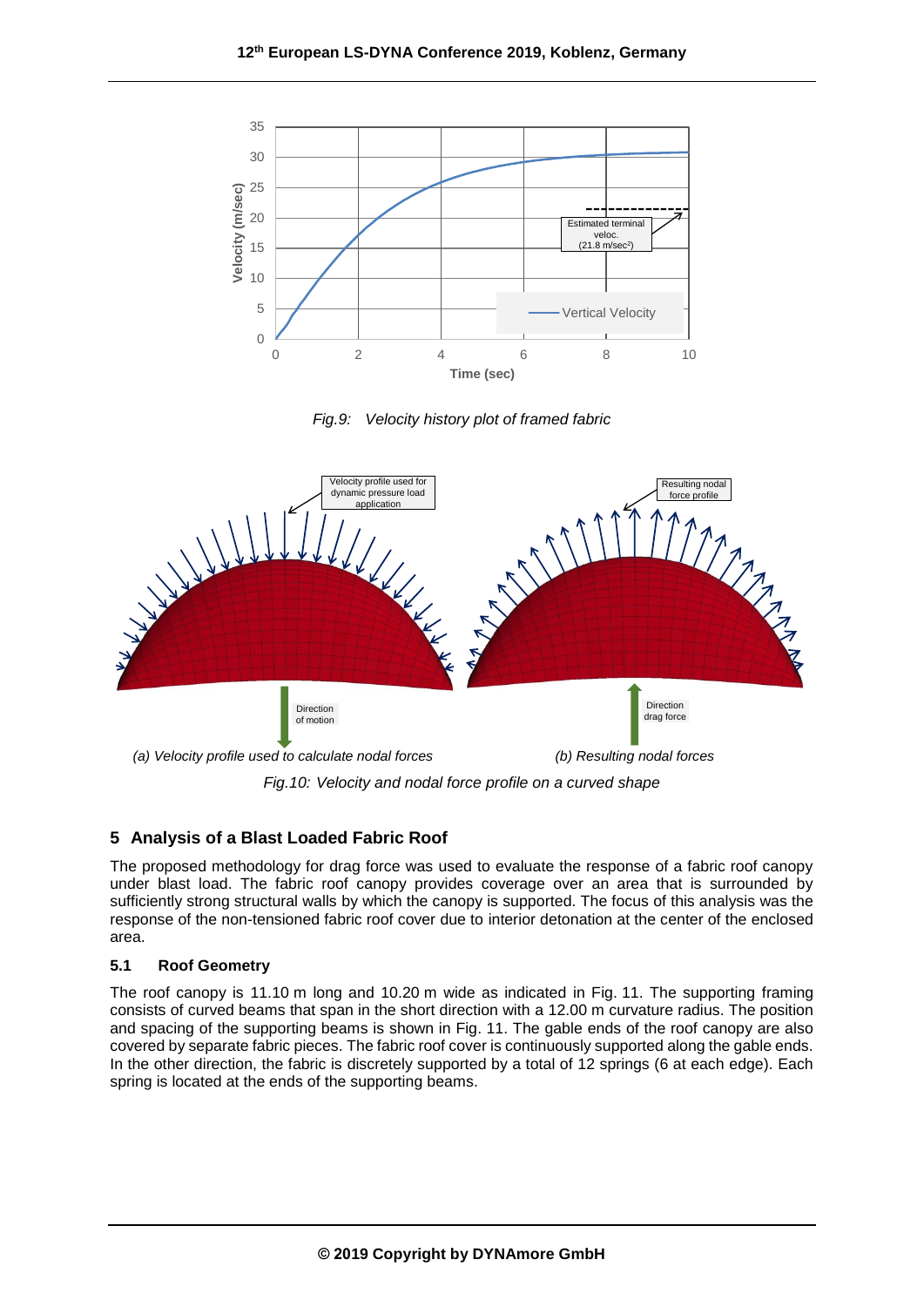Fig.9: Velocity history plot of framed fabric

(a) Velocity profile used to calculate nodal forces (b) Resulting nodal forces

Fig.10: Velocity and nodal force profile on a curved shape

## 5 Analysis of a Blast Loaded Fabric Roof

The proposed methodology for drag force was used to evaluate the response of a fabric roof canopy under blast load. The fabric roof canopy provides coverage over an area that is surrounded by sufficiently strong structural walls by which the canopy is supported. The focus of this analysis was the response of the non-tensioned fabric roof cover due to interior detonation at the center of the enclosed area.

### 5.1 Roof Geometry

The roof canopy is 11.10 m long and 10.20 m wide as indicated in Fig. 11. The supporting framing consists of curved beams that span in the short direction with a 12.00 m curvature radius. The position and spacing of the supporting beams is shown in Fig. 11. The gable ends of the roof canopy are also covered by separate fabric pieces. The fabric roof cover is continuously supported along the gable ends. In the other direction, the fabric is discretely supported by a total of 12 springs (6 at each edge). Each spring is located at the ends of the supporting beams.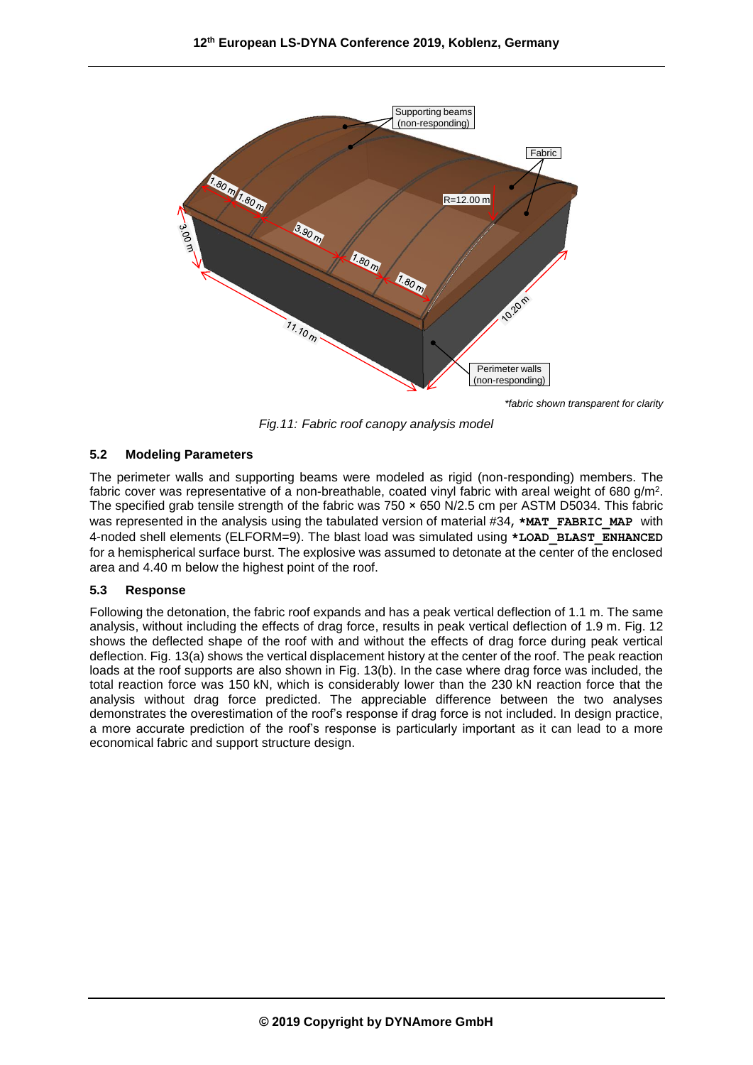*fabric shown transparent for clarity

*Fig.11: Fabric roof canopy analysis model*

### 5.2 Modeling Parameters

The perimeter walls and supporting beams were modeled as rigid (non-responding) members. The fabric cover was representative of a non-breathable, coated vinyl fabric with areal weight of 680 g/m$^2$. The specified grab tensile strength of the fabric was 750 × 650 N/2.5 cm per ASTM D5034. This fabric was represented in the analysis using the tabulated version of material #34, **\*MAT_FABRIC_MAP** with 4-noded shell elements (ELFORM=9). The blast load was simulated using **\*LOAD_BLAST_ENHANCED** for a hemispherical surface burst. The explosive was assumed to detonate at the center of the enclosed area and 4.40 m below the highest point of the roof.

### 5.3 Response

Following the detonation, the fabric roof expands and has a peak vertical deflection of 1.1 m. The same analysis, without including the effects of drag force, results in peak vertical deflection of 1.9 m. Fig. 12 shows the deflected shape of the roof with and without the effects of drag force during peak vertical deflection. Fig. 13(a) shows the vertical displacement history at the center of the roof. The peak reaction loads at the roof supports are also shown in Fig. 13(b). In the case where drag force was included, the total reaction force was 150 kN, which is considerably lower than the 230 kN reaction force that the analysis without drag force predicted. The appreciable difference between the two analyses demonstrates the overestimation of the roof's response if drag force is not included. In design practice, a more accurate prediction of the roof's response is particularly important as it can lead to a more economical fabric and support structure design.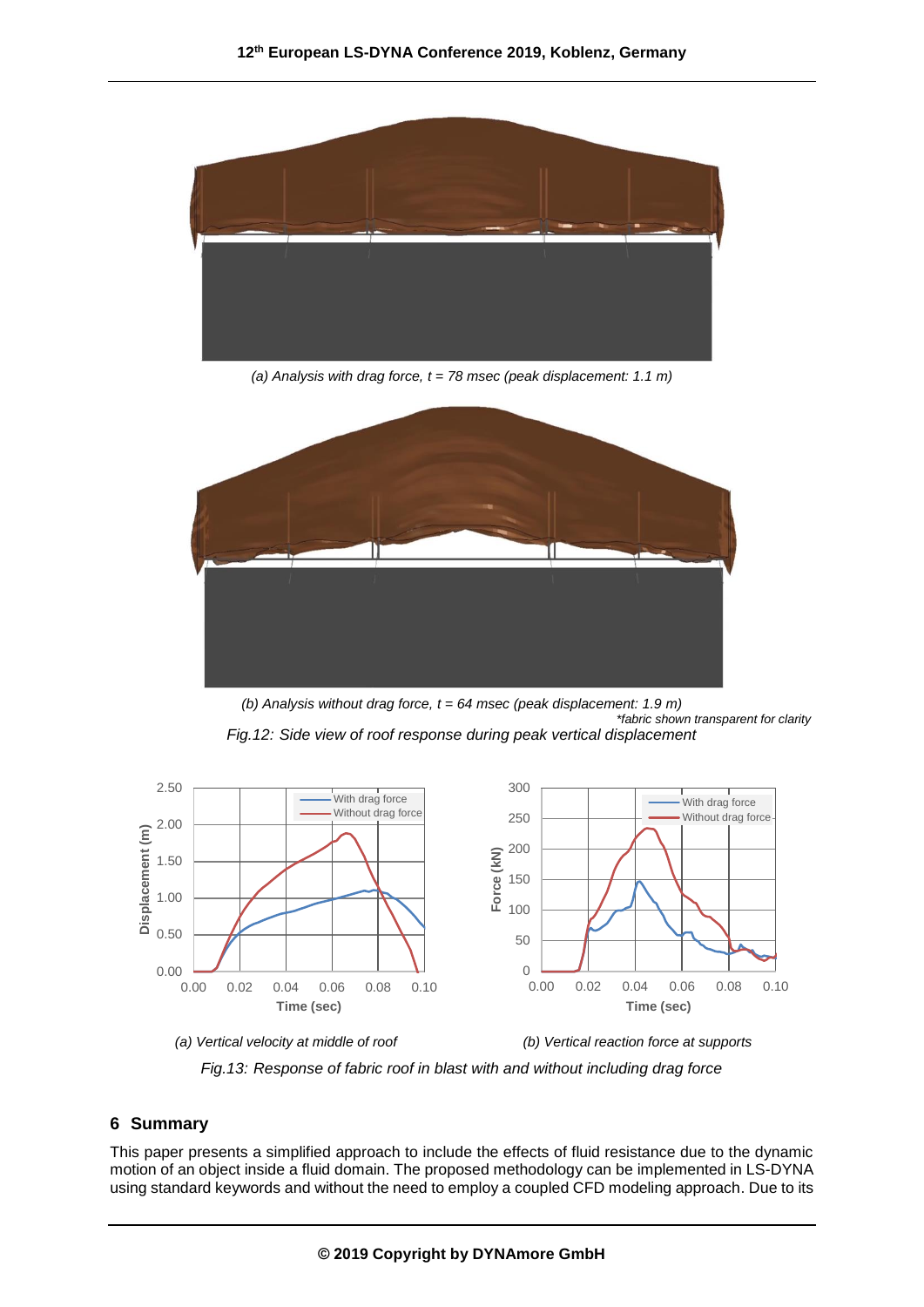(a) Analysis with drag force, t = 78 msec (peak displacement: 1.1 m)

(b) Analysis without drag force, t = 64 msec (peak displacement: 1.9 m)

*fabric shown transparent for clarity

*Fig.12: Side view of roof response during peak vertical displacement*

(a) Vertical velocity at middle of roof

(b) Vertical reaction force at supports

*Fig.13: Response of fabric roof in blast with and without including drag force*

## 6 Summary

This paper presents a simplified approach to include the effects of fluid resistance due to the dynamic motion of an object inside a fluid domain. The proposed methodology can be implemented in LS-DYNA using standard keywords and without the need to employ a coupled CFD modeling approach. Due to its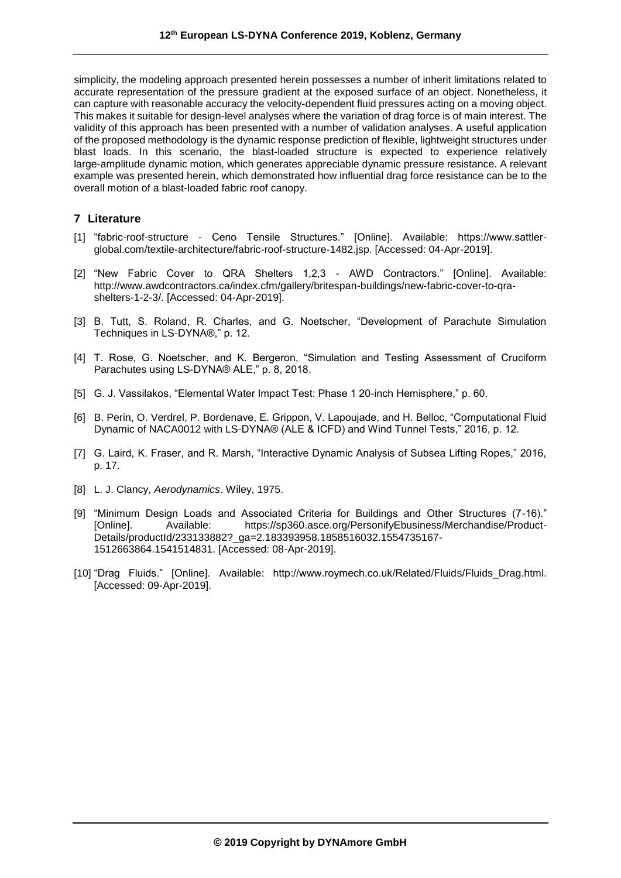simplicity, the modeling approach presented herein possesses a number of inherit limitations related to accurate representation of the pressure gradient at the exposed surface of an object. Nonetheless, it can capture with reasonable accuracy the velocity-dependent fluid pressures acting on a moving object. This makes it suitable for design-level analyses where the variation of drag force is of main interest. The validity of this approach has been presented with a number of validation analyses. A useful application of the proposed methodology is the dynamic response prediction of flexible, lightweight structures under blast loads. In this scenario, the blast-loaded structure is expected to experience relatively large-amplitude dynamic motion, which generates appreciable dynamic pressure resistance. A relevant example was presented herein, which demonstrated how influential drag force resistance can be to the overall motion of a blast-loaded fabric roof canopy.

## 7 Literature

[1] "fabric-roof-structure - Ceno Tensile Structures." [Online]. Available: https://www.sattler-global.com/textile-architecture/fabric-roof-structure-1482.jsp. [Accessed: 04-Apr-2019].

[2] "New Fabric Cover to QRA Shelters 1,2,3 - AWD Contractors." [Online]. Available: http://www.awdcontractors.ca/index.cfm/gallery/britespan-buildings/new-fabric-cover-to-qra-shelters-1-2-3/. [Accessed: 04-Apr-2019].

[3] B. Tutt, S. Roland, R. Charles, and G. Noetscher, "Development of Parachute Simulation Techniques in LS-DYNA®," p. 12.

[4] T. Rose, G. Noetscher, and K. Bergeron, "Simulation and Testing Assessment of Cruciform Parachutes using LS-DYNA® ALE," p. 8, 2018.

[5] G. J. Vassilakos, "Elemental Water Impact Test: Phase 1 20-inch Hemisphere," p. 60.

[6] B. Perin, O. Verdrel, P. Bordenave, E. Grippon, V. Lapoujade, and H. Belloc, "Computational Fluid Dynamic of NACA0012 with LS-DYNA® (ALE & ICFD) and Wind Tunnel Tests," 2016, p. 12.

[7] G. Laird, K. Fraser, and R. Marsh, "Interactive Dynamic Analysis of Subsea Lifting Ropes," 2016, p. 17.

[8] L. J. Clancy, *Aerodynamics*. Wiley, 1975.

[9] "Minimum Design Loads and Associated Criteria for Buildings and Other Structures (7-16)." [Online]. Available: https://sp360.asce.org/PersonifyEbusiness/Merchandise/Product-Details/productId/233133882?_ga=2.183393958.1858516032.1554735167-1512663864.1541514831. [Accessed: 08-Apr-2019].

[10] "Drag Fluids." [Online]. Available: http://www.roymech.co.uk/Related/Fluids/Fluids_Drag.html. [Accessed: 09-Apr-2019].